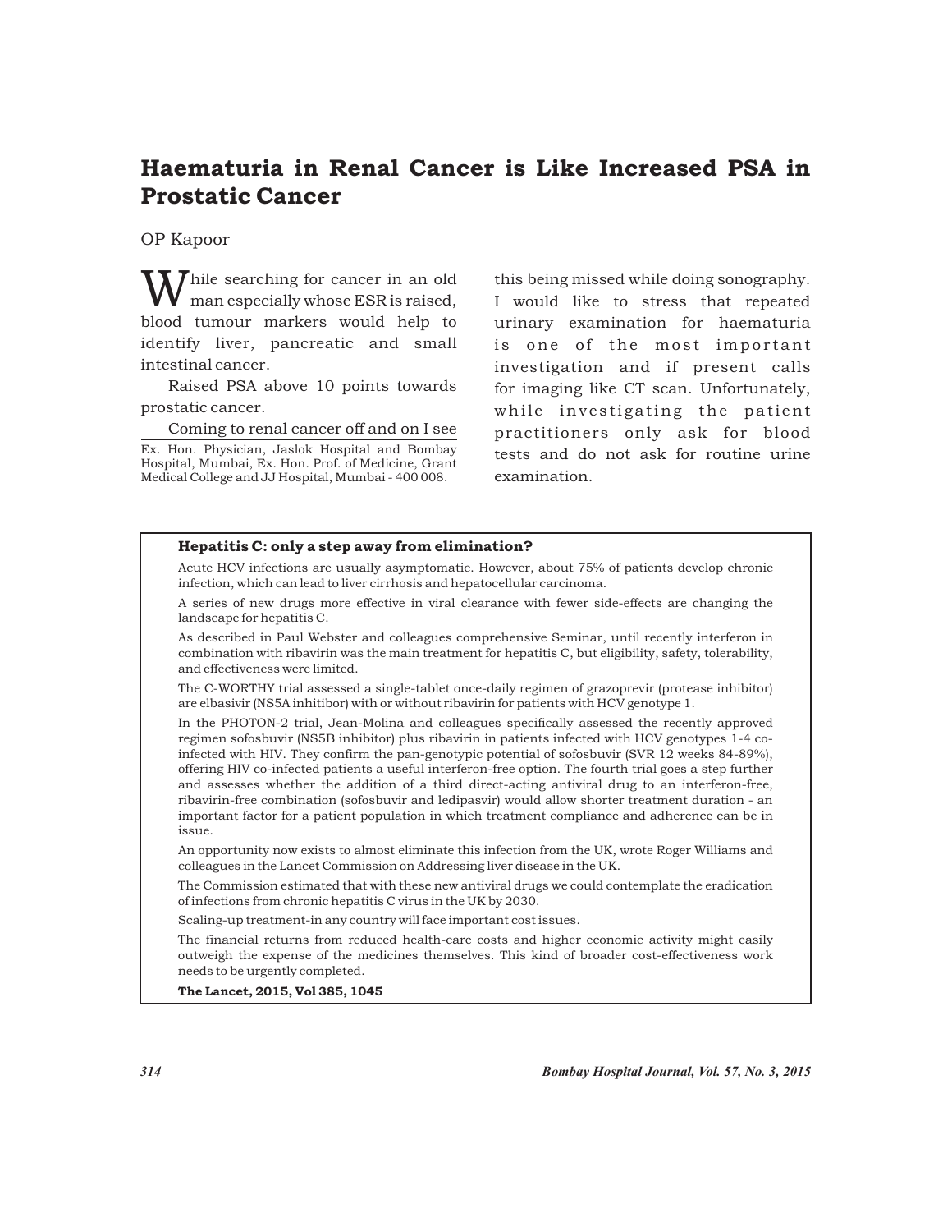# Haematuria in Renal Cancer is Like Increased PSA in Prostatic Cancer

OP Kapoor

While searching for cancer in an old man especially whose ESR is raised, blood tumour markers would help to identify liver, pancreatic and small intestinal cancer.

Raised PSA above 10 points towards prostatic cancer.

Coming to renal cancer off and on I see this being missed while doing sonography. I would like to stress that repeated urinary examination for haematuria is one of the most important investigation and if present calls for imaging like CT scan. Unfortunately, while investigating the patient practitioners only ask for blood tests and do not ask for routine urine examination.

Ex. Hon. Physician, Jaslok Hospital and Bombay Hospital, Mumbai, Ex. Hon. Prof. of Medicine, Grant Medical College and JJ Hospital, Mumbai - 400 008.

---

**Hepatitis C: only a step away from elimination?**

Acute HCV infections are usually asymptomatic. However, about 75% of patients develop chronic infection, which can lead to liver cirrhosis and hepatocellular carcinoma.

A series of new drugs more effective in viral clearance with fewer side-effects are changing the landscape for hepatitis C.

As described in Paul Webster and colleagues comprehensive Seminar, until recently interferon in combination with ribavirin was the main treatment for hepatitis C, but eligibility, safety, tolerability, and effectiveness were limited.

The C-WORTHY trial assessed a single-tablet once-daily regimen of grazoprevir (protease inhibitor) are elbasivir (NS5A inhitibor) with or without ribavirin for patients with HCV genotype 1.

In the PHOTON-2 trial, Jean-Molina and colleagues specifically assessed the recently approved regimen sofosbuvir (NS5B inhibitor) plus ribavirin in patients infected with HCV genotypes 1-4 co-infected with HIV. They confirm the pan-genotypic potential of sofosbuvir (SVR 12 weeks 84-89%), offering HIV co-infected patients a useful interferon-free option. The fourth trial goes a step further and assesses whether the addition of a third direct-acting antiviral drug to an interferon-free, ribavirin-free combination (sofosbuvir and ledipasvir) would allow shorter treatment duration - an important factor for a patient population in which treatment compliance and adherence can be in issue.

An opportunity now exists to almost eliminate this infection from the UK, wrote Roger Williams and colleagues in the Lancet Commission on Addressing liver disease in the UK.

The Commission estimated that with these new antiviral drugs we could contemplate the eradication of infections from chronic hepatitis C virus in the UK by 2030.

Scaling-up treatment-in any country will face important cost issues.

The financial returns from reduced health-care costs and higher economic activity might easily outweigh the expense of the medicines themselves. This kind of broader cost-effectiveness work needs to be urgently completed.

**The Lancet, 2015, Vol 385, 1045**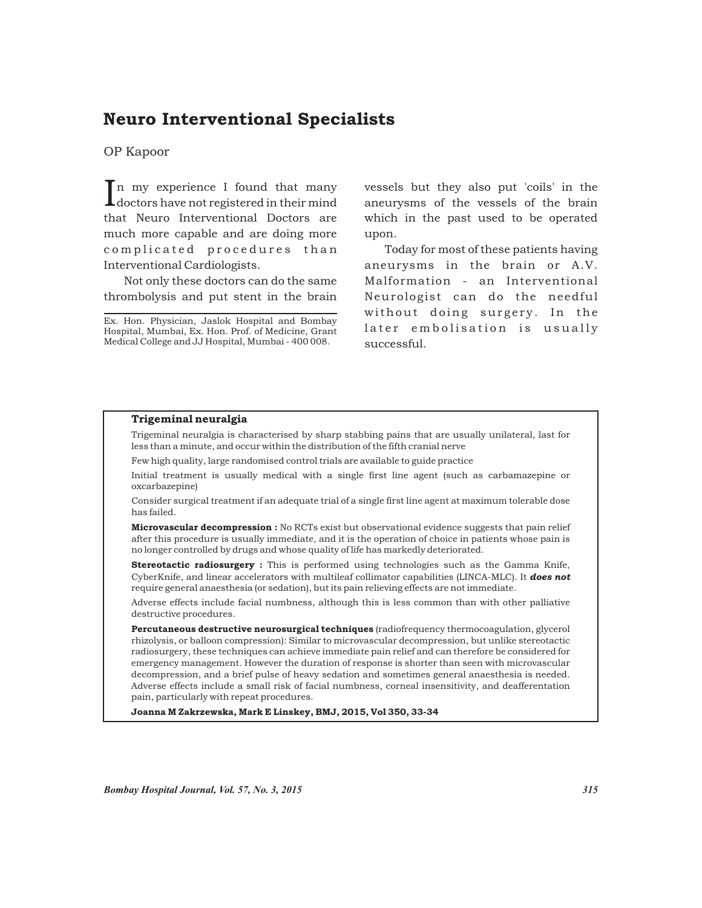# Neuro Interventional Specialists

OP Kapoor

In my experience I found that many doctors have not registered in their mind that Neuro Interventional Doctors are much more capable and are doing more complicated procedures than Interventional Cardiologists.

Not only these doctors can do the same thrombolysis and put stent in the brain vessels but they also put 'coils' in the aneurysms of the vessels of the brain which in the past used to be operated upon.

Today for most of these patients having aneurysms in the brain or A.V. Malformation - an Interventional Neurologist can do the needful without doing surgery. In the later embolisation is usually successful.

Ex. Hon. Physician, Jaslok Hospital and Bombay Hospital, Mumbai, Ex. Hon. Prof. of Medicine, Grant Medical College and JJ Hospital, Mumbai - 400 008.

---

**Trigeminal neuralgia**

Trigeminal neuralgia is characterised by sharp stabbing pains that are usually unilateral, last for less than a minute, and occur within the distribution of the fifth cranial nerve

Few high quality, large randomised control trials are available to guide practice

Initial treatment is usually medical with a single first line agent (such as carbamazepine or oxcarbazepine)

Consider surgical treatment if an adequate trial of a single first line agent at maximum tolerable dose has failed.

**Microvascular decompression :** No RCTs exist but observational evidence suggests that pain relief after this procedure is usually immediate, and it is the operation of choice in patients whose pain is no longer controlled by drugs and whose quality of life has markedly deteriorated.

**Stereotactic radiosurgery :** This is performed using technologies such as the Gamma Knife, CyberKnife, and linear accelerators with multileaf collimator capabilities (LINCA-MLC). It ***does not*** require general anaesthesia (or sedation), but its pain relieving effects are not immediate.

Adverse effects include facial numbness, although this is less common than with other palliative destructive procedures.

**Percutaneous destructive neurosurgical techniques** (radiofrequency thermocoagulation, glycerol rhizolysis, or balloon compression): Similar to microvascular decompression, but unlike stereotactic radiosurgery, these techniques can achieve immediate pain relief and can therefore be considered for emergency management. However the duration of response is shorter than seen with microvascular decompression, and a brief pulse of heavy sedation and sometimes general anaesthesia is needed. Adverse effects include a small risk of facial numbness, corneal insensitivity, and deafferentation pain, particularly with repeat procedures.

**Joanna M Zakrzewska, Mark E Linskey, BMJ, 2015, Vol 350, 33-34**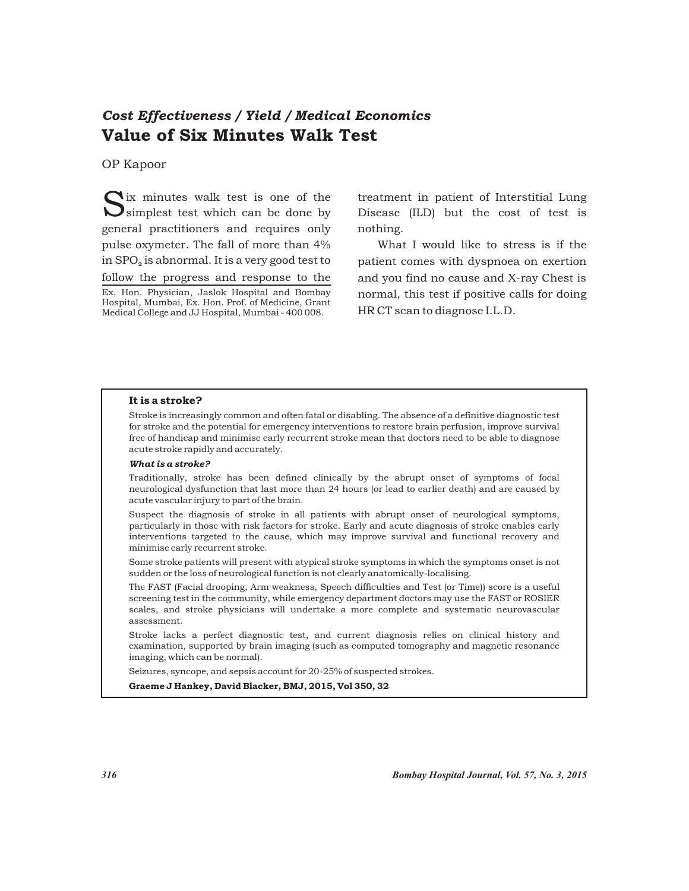## *Cost Effectiveness / Yield / Medical Economics*

# Value of Six Minutes Walk Test

OP Kapoor

Six minutes walk test is one of the simplest test which can be done by general practitioners and requires only pulse oxymeter. The fall of more than 4% in $SPO_2$ is abnormal. It is a very good test to follow the progress and response to the treatment in patient of Interstitial Lung Disease (ILD) but the cost of test is nothing.

What I would like to stress is if the patient comes with dyspnoea on exertion and you find no cause and X-ray Chest is normal, this test if positive calls for doing HR CT scan to diagnose I.L.D.

Ex. Hon. Physician, Jaslok Hospital and Bombay Hospital, Mumbai, Ex. Hon. Prof. of Medicine, Grant Medical College and JJ Hospital, Mumbai - 400 008.

---

**It is a stroke?**

Stroke is increasingly common and often fatal or disabling. The absence of a definitive diagnostic test for stroke and the potential for emergency interventions to restore brain perfusion, improve survival free of handicap and minimise early recurrent stroke mean that doctors need to be able to diagnose acute stroke rapidly and accurately.

***What is a stroke?***

Traditionally, stroke has been defined clinically by the abrupt onset of symptoms of focal neurological dysfunction that last more than 24 hours (or lead to earlier death) and are caused by acute vascular injury to part of the brain.

Suspect the diagnosis of stroke in all patients with abrupt onset of neurological symptoms, particularly in those with risk factors for stroke. Early and acute diagnosis of stroke enables early interventions targeted to the cause, which may improve survival and functional recovery and minimise early recurrent stroke.

Some stroke patients will present with atypical stroke symptoms in which the symptoms onset is not sudden or the loss of neurological function is not clearly anatomically-localising.

The FAST (Facial drooping, Arm weakness, Speech difficulties and Test (or Time)) score is a useful screening test in the community, while emergency department doctors may use the FAST or ROSIER scales, and stroke physicians will undertake a more complete and systematic neurovascular assessment.

Stroke lacks a perfect diagnostic test, and current diagnosis relies on clinical history and examination, supported by brain imaging (such as computed tomography and magnetic resonance imaging, which can be normal).

Seizures, syncope, and sepsis account for 20-25% of suspected strokes.

**Graeme J Hankey, David Blacker, BMJ, 2015, Vol 350, 32**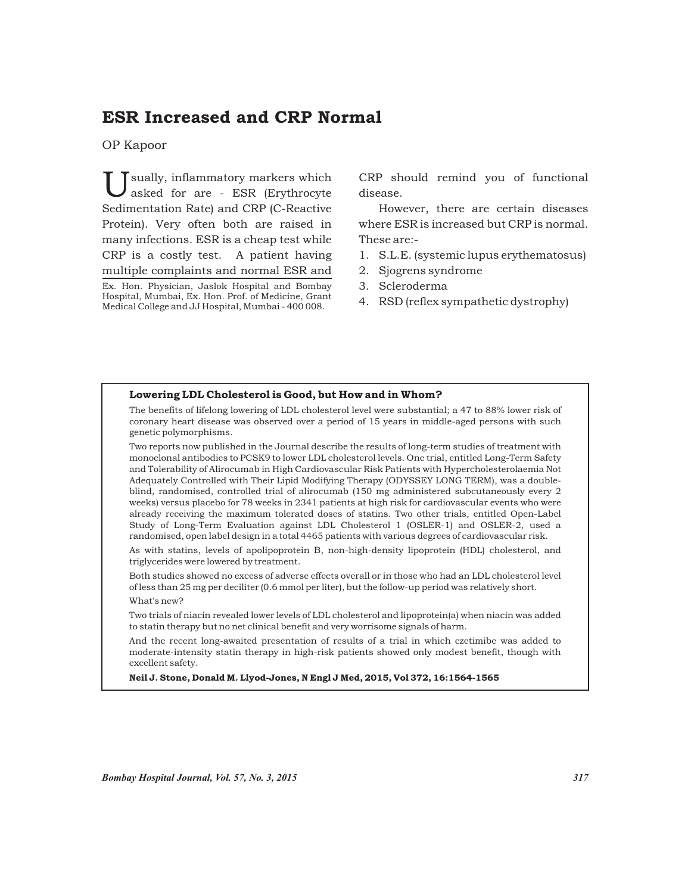# ESR Increased and CRP Normal

OP Kapoor

Usually, inflammatory markers which asked for are - ESR (Erythrocyte Sedimentation Rate) and CRP (C-Reactive Protein). Very often both are raised in many infections. ESR is a cheap test while CRP is a costly test. A patient having multiple complaints and normal ESR and CRP should remind you of functional disease.

Ex. Hon. Physician, Jaslok Hospital and Bombay Hospital, Mumbai, Ex. Hon. Prof. of Medicine, Grant Medical College and JJ Hospital, Mumbai - 400 008.

However, there are certain diseases where ESR is increased but CRP is normal. These are:-

1. S.L.E. (systemic lupus erythematosus)
2. Sjogrens syndrome
3. Scleroderma
4. RSD (reflex sympathetic dystrophy)

**Lowering LDL Cholesterol is Good, but How and in Whom?**

The benefits of lifelong lowering of LDL cholesterol level were substantial; a 47 to 88% lower risk of coronary heart disease was observed over a period of 15 years in middle-aged persons with such genetic polymorphisms.

Two reports now published in the Journal describe the results of long-term studies of treatment with monoclonal antibodies to PCSK9 to lower LDL cholesterol levels. One trial, entitled Long-Term Safety and Tolerability of Alirocumab in High Cardiovascular Risk Patients with Hypercholesterolaemia Not Adequately Controlled with Their Lipid Modifying Therapy (ODYSSEY LONG TERM), was a double-blind, randomised, controlled trial of alirocumab (150 mg administered subcutaneously every 2 weeks) versus placebo for 78 weeks in 2341 patients at high risk for cardiovascular events who were already receiving the maximum tolerated doses of statins. Two other trials, entitled Open-Label Study of Long-Term Evaluation against LDL Cholesterol 1 (OSLER-1) and OSLER-2, used a randomised, open label design in a total 4465 patients with various degrees of cardiovascular risk.

As with statins, levels of apolipoprotein B, non-high-density lipoprotein (HDL) cholesterol, and triglycerides were lowered by treatment.

Both studies showed no excess of adverse effects overall or in those who had an LDL cholesterol level of less than 25 mg per deciliter (0.6 mmol per liter), but the follow-up period was relatively short.

What's new?

Two trials of niacin revealed lower levels of LDL cholesterol and lipoprotein(a) when niacin was added to statin therapy but no net clinical benefit and very worrisome signals of harm.

And the recent long-awaited presentation of results of a trial in which ezetimibe was added to moderate-intensity statin therapy in high-risk patients showed only modest benefit, though with excellent safety.

**Neil J. Stone, Donald M. Llyod-Jones, N Engl J Med, 2015, Vol 372, 16:1564-1565**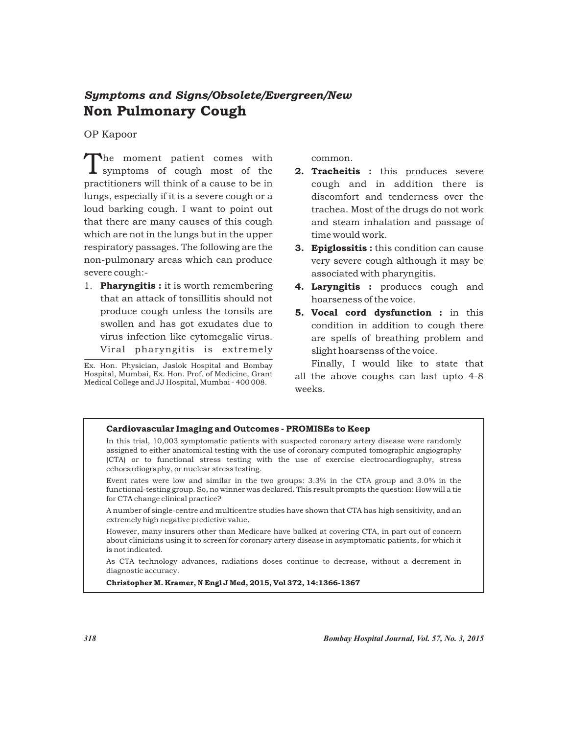*Symptoms and Signs/Obsolete/Evergreen/New*

# Non Pulmonary Cough

OP Kapoor

The moment patient comes with symptoms of cough most of the practitioners will think of a cause to be in lungs, especially if it is a severe cough or a loud barking cough. I want to point out that there are many causes of this cough which are not in the lungs but in the upper respiratory passages. The following are the non-pulmonary areas which can produce severe cough:-

1. **Pharyngitis :** it is worth remembering that an attack of tonsillitis should not produce cough unless the tonsils are swollen and has got exudates due to virus infection like cytomegalic virus. Viral pharyngitis is extremely common.
2. **Tracheitis :** this produces severe cough and in addition there is discomfort and tenderness over the trachea. Most of the drugs do not work and steam inhalation and passage of time would work.
3. **Epiglossitis :** this condition can cause very severe cough although it may be associated with pharyngitis.
4. **Laryngitis :** produces cough and hoarseness of the voice.
5. **Vocal cord dysfunction :** in this condition in addition to cough there are spells of breathing problem and slight hoarsenss of the voice.

Finally, I would like to state that all the above coughs can last upto 4-8 weeks.

Ex. Hon. Physician, Jaslok Hospital and Bombay Hospital, Mumbai, Ex. Hon. Prof. of Medicine, Grant Medical College and JJ Hospital, Mumbai - 400 008.

---

**Cardiovascular Imaging and Outcomes - PROMISEs to Keep**

In this trial, 10,003 symptomatic patients with suspected coronary artery disease were randomly assigned to either anatomical testing with the use of coronary computed tomographic angiography (CTA) or to functional stress testing with the use of exercise electrocardiography, stress echocardiography, or nuclear stress testing.

Event rates were low and similar in the two groups: 3.3% in the CTA group and 3.0% in the functional-testing group. So, no winner was declared. This result prompts the question: How will a tie for CTA change clinical practice?

A number of single-centre and multicentre studies have shown that CTA has high sensitivity, and an extremely high negative predictive value.

However, many insurers other than Medicare have balked at covering CTA, in part out of concern about clinicians using it to screen for coronary artery disease in asymptomatic patients, for which it is not indicated.

As CTA technology advances, radiations doses continue to decrease, without a decrement in diagnostic accuracy.

**Christopher M. Kramer, N Engl J Med, 2015, Vol 372, 14:1366-1367**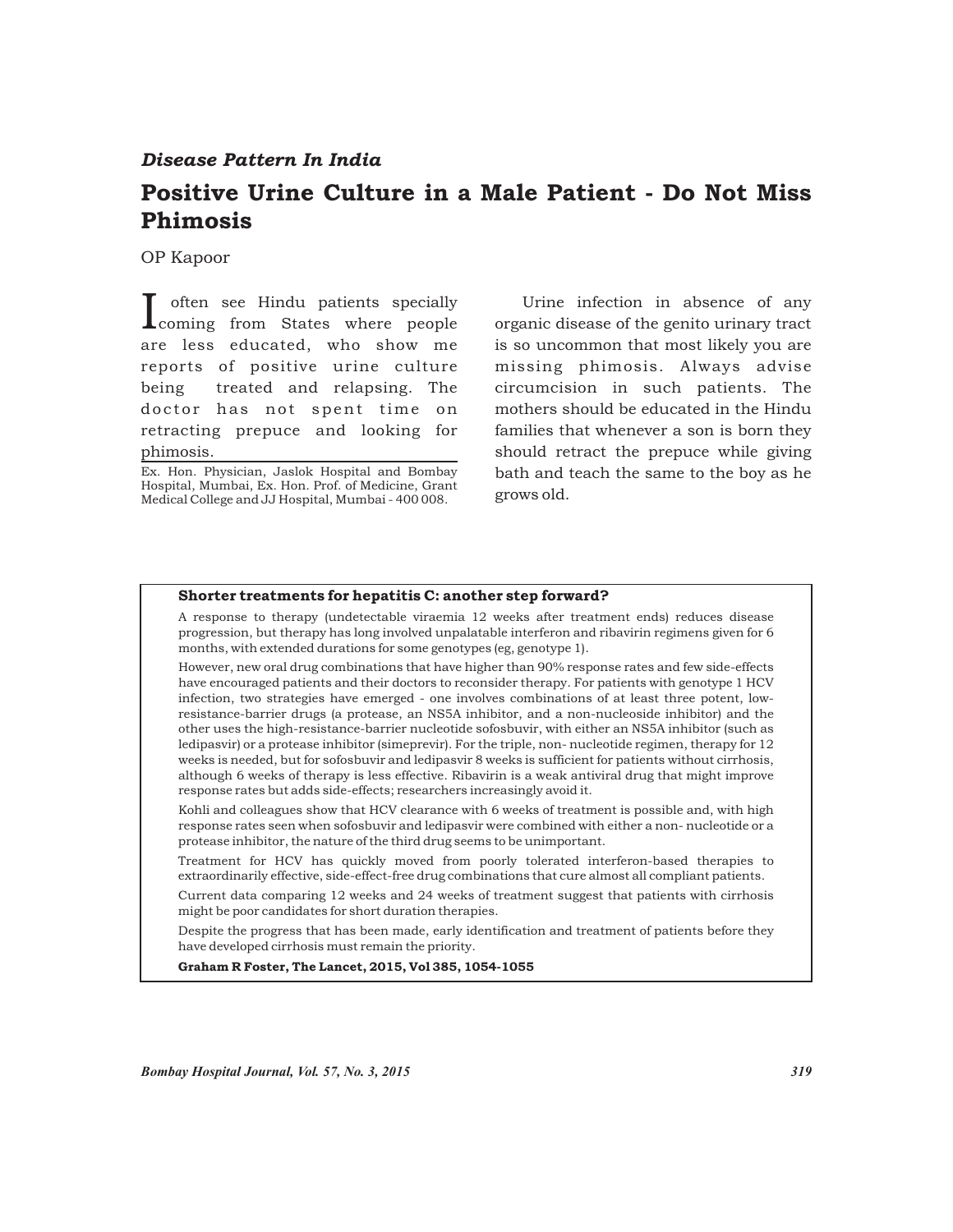*Disease Pattern In India*

# Positive Urine Culture in a Male Patient - Do Not Miss Phimosis

OP Kapoor

I often see Hindu patients specially coming from States where people are less educated, who show me reports of positive urine culture being treated and relapsing. The doctor has not spent time on retracting prepuce and looking for phimosis.

Ex. Hon. Physician, Jaslok Hospital and Bombay Hospital, Mumbai, Ex. Hon. Prof. of Medicine, Grant Medical College and JJ Hospital, Mumbai - 400 008.

Urine infection in absence of any organic disease of the genito urinary tract is so uncommon that most likely you are missing phimosis. Always advise circumcision in such patients. The mothers should be educated in the Hindu families that whenever a son is born they should retract the prepuce while giving bath and teach the same to the boy as he grows old.

---

**Shorter treatments for hepatitis C: another step forward?**

A response to therapy (undetectable viraemia 12 weeks after treatment ends) reduces disease progression, but therapy has long involved unpalatable interferon and ribavirin regimens given for 6 months, with extended durations for some genotypes (eg, genotype 1).

However, new oral drug combinations that have higher than 90% response rates and few side-effects have encouraged patients and their doctors to reconsider therapy. For patients with genotype 1 HCV infection, two strategies have emerged - one involves combinations of at least three potent, low-resistance-barrier drugs (a protease, an NS5A inhibitor, and a non-nucleoside inhibitor) and the other uses the high-resistance-barrier nucleotide sofosbuvir, with either an NS5A inhibitor (such as ledipasvir) or a protease inhibitor (simeprevir). For the triple, non- nucleotide regimen, therapy for 12 weeks is needed, but for sofosbuvir and ledipasvir 8 weeks is sufficient for patients without cirrhosis, although 6 weeks of therapy is less effective. Ribavirin is a weak antiviral drug that might improve response rates but adds side-effects; researchers increasingly avoid it.

Kohli and colleagues show that HCV clearance with 6 weeks of treatment is possible and, with high response rates seen when sofosbuvir and ledipasvir were combined with either a non- nucleotide or a protease inhibitor, the nature of the third drug seems to be unimportant.

Treatment for HCV has quickly moved from poorly tolerated interferon-based therapies to extraordinarily effective, side-effect-free drug combinations that cure almost all compliant patients.

Current data comparing 12 weeks and 24 weeks of treatment suggest that patients with cirrhosis might be poor candidates for short duration therapies.

Despite the progress that has been made, early identification and treatment of patients before they have developed cirrhosis must remain the priority.

**Graham R Foster, The Lancet, 2015, Vol 385, 1054-1055**